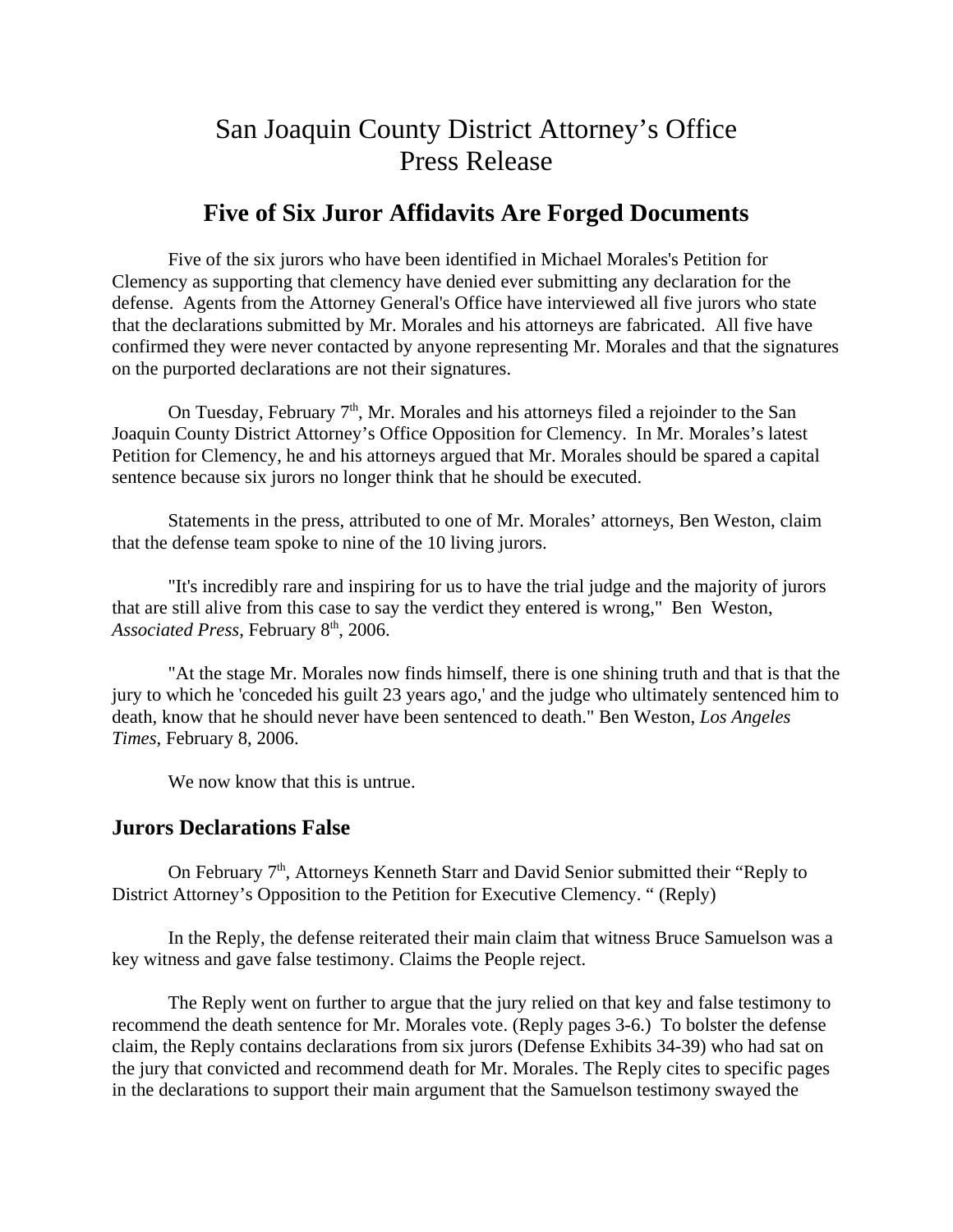# San Joaquin County District Attorney's Office
# Press Release

## Five of Six Juror Affidavits Are Forged Documents

Five of the six jurors who have been identified in Michael Morales's Petition for Clemency as supporting that clemency have denied ever submitting any declaration for the defense. Agents from the Attorney General's Office have interviewed all five jurors who state that the declarations submitted by Mr. Morales and his attorneys are fabricated. All five have confirmed they were never contacted by anyone representing Mr. Morales and that the signatures on the purported declarations are not their signatures.

On Tuesday, February 7th, Mr. Morales and his attorneys filed a rejoinder to the San Joaquin County District Attorney's Office Opposition for Clemency. In Mr. Morales's latest Petition for Clemency, he and his attorneys argued that Mr. Morales should be spared a capital sentence because six jurors no longer think that he should be executed.

Statements in the press, attributed to one of Mr. Morales' attorneys, Ben Weston, claim that the defense team spoke to nine of the 10 living jurors.

"It's incredibly rare and inspiring for us to have the trial judge and the majority of jurors that are still alive from this case to say the verdict they entered is wrong," Ben Weston, *Associated Press*, February 8th, 2006.

"At the stage Mr. Morales now finds himself, there is one shining truth and that is that the jury to which he 'conceded his guilt 23 years ago,' and the judge who ultimately sentenced him to death, know that he should never have been sentenced to death." Ben Weston, *Los Angeles Times*, February 8, 2006.

We now know that this is untrue.

### Jurors Declarations False

On February 7th, Attorneys Kenneth Starr and David Senior submitted their "Reply to District Attorney's Opposition to the Petition for Executive Clemency. " (Reply)

In the Reply, the defense reiterated their main claim that witness Bruce Samuelson was a key witness and gave false testimony. Claims the People reject.

The Reply went on further to argue that the jury relied on that key and false testimony to recommend the death sentence for Mr. Morales vote. (Reply pages 3-6.) To bolster the defense claim, the Reply contains declarations from six jurors (Defense Exhibits 34-39) who had sat on the jury that convicted and recommend death for Mr. Morales. The Reply cites to specific pages in the declarations to support their main argument that the Samuelson testimony swayed the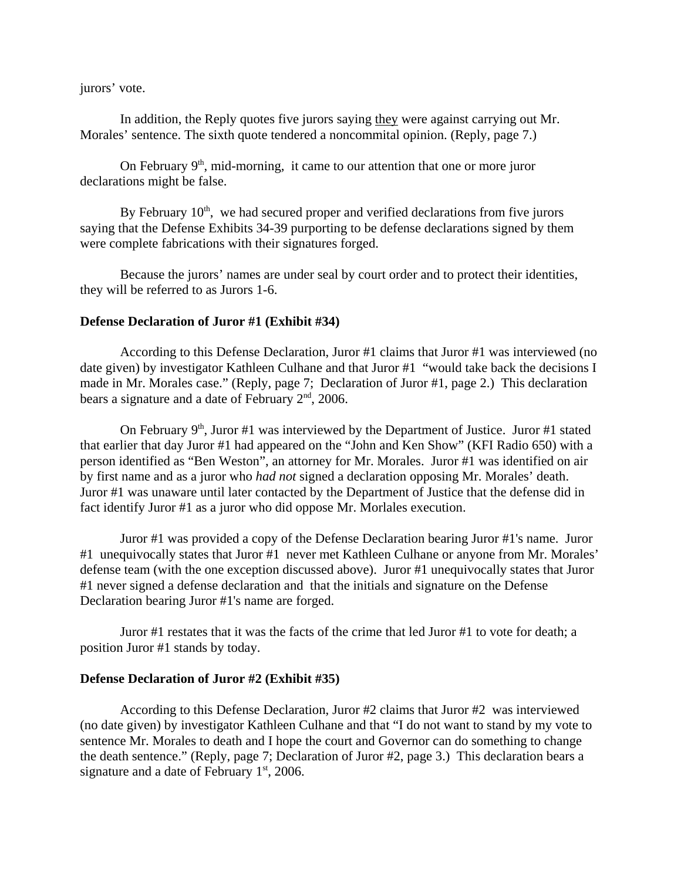jurors' vote.

In addition, the Reply quotes five jurors saying they were against carrying out Mr. Morales' sentence. The sixth quote tendered a noncommital opinion. (Reply, page 7.)

On February 9th, mid-morning, it came to our attention that one or more juror declarations might be false.

By February 10th, we had secured proper and verified declarations from five jurors saying that the Defense Exhibits 34-39 purporting to be defense declarations signed by them were complete fabrications with their signatures forged.

Because the jurors' names are under seal by court order and to protect their identities, they will be referred to as Jurors 1-6.

**Defense Declaration of Juror #1 (Exhibit #34)**

According to this Defense Declaration, Juror #1 claims that Juror #1 was interviewed (no date given) by investigator Kathleen Culhane and that Juror #1 "would take back the decisions I made in Mr. Morales case." (Reply, page 7; Declaration of Juror #1, page 2.) This declaration bears a signature and a date of February 2nd, 2006.

On February 9th, Juror #1 was interviewed by the Department of Justice. Juror #1 stated that earlier that day Juror #1 had appeared on the "John and Ken Show" (KFI Radio 650) with a person identified as "Ben Weston", an attorney for Mr. Morales. Juror #1 was identified on air by first name and as a juror who *had not* signed a declaration opposing Mr. Morales' death. Juror #1 was unaware until later contacted by the Department of Justice that the defense did in fact identify Juror #1 as a juror who did oppose Mr. Morlales execution.

Juror #1 was provided a copy of the Defense Declaration bearing Juror #1's name. Juror #1 unequivocally states that Juror #1 never met Kathleen Culhane or anyone from Mr. Morales' defense team (with the one exception discussed above). Juror #1 unequivocally states that Juror #1 never signed a defense declaration and that the initials and signature on the Defense Declaration bearing Juror #1's name are forged.

Juror #1 restates that it was the facts of the crime that led Juror #1 to vote for death; a position Juror #1 stands by today.

**Defense Declaration of Juror #2 (Exhibit #35)**

According to this Defense Declaration, Juror #2 claims that Juror #2 was interviewed (no date given) by investigator Kathleen Culhane and that "I do not want to stand by my vote to sentence Mr. Morales to death and I hope the court and Governor can do something to change the death sentence." (Reply, page 7; Declaration of Juror #2, page 3.) This declaration bears a signature and a date of February 1st, 2006.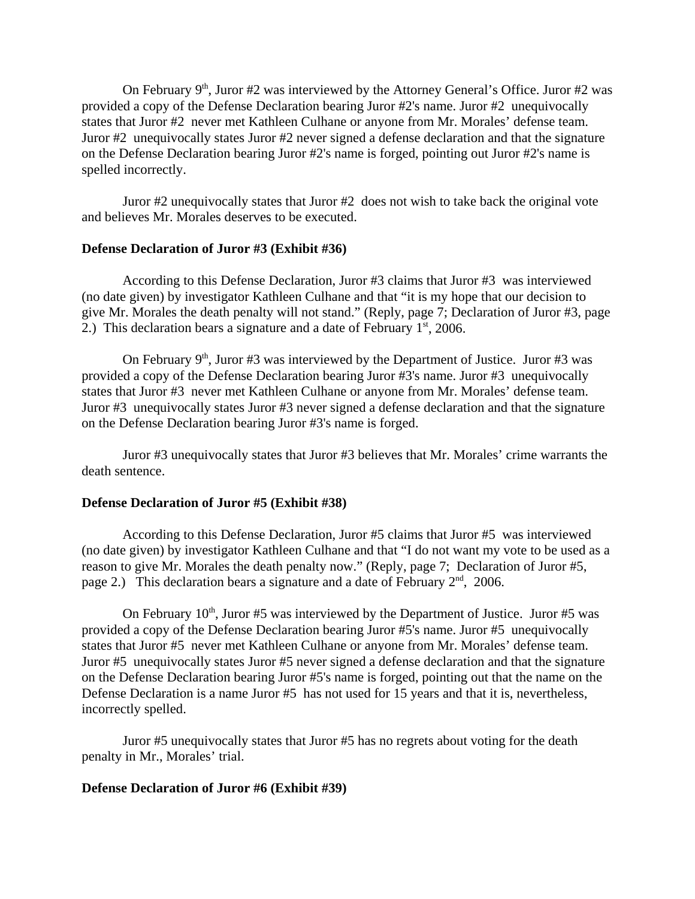On February 9th, Juror #2 was interviewed by the Attorney General's Office. Juror #2 was provided a copy of the Defense Declaration bearing Juror #2's name. Juror #2 unequivocally states that Juror #2 never met Kathleen Culhane or anyone from Mr. Morales' defense team. Juror #2 unequivocally states Juror #2 never signed a defense declaration and that the signature on the Defense Declaration bearing Juror #2's name is forged, pointing out Juror #2's name is spelled incorrectly.

Juror #2 unequivocally states that Juror #2 does not wish to take back the original vote and believes Mr. Morales deserves to be executed.

**Defense Declaration of Juror #3 (Exhibit #36)**

According to this Defense Declaration, Juror #3 claims that Juror #3 was interviewed (no date given) by investigator Kathleen Culhane and that "it is my hope that our decision to give Mr. Morales the death penalty will not stand." (Reply, page 7; Declaration of Juror #3, page 2.) This declaration bears a signature and a date of February 1st, 2006.

On February 9th, Juror #3 was interviewed by the Department of Justice. Juror #3 was provided a copy of the Defense Declaration bearing Juror #3's name. Juror #3 unequivocally states that Juror #3 never met Kathleen Culhane or anyone from Mr. Morales' defense team. Juror #3 unequivocally states Juror #3 never signed a defense declaration and that the signature on the Defense Declaration bearing Juror #3's name is forged.

Juror #3 unequivocally states that Juror #3 believes that Mr. Morales' crime warrants the death sentence.

**Defense Declaration of Juror #5 (Exhibit #38)**

According to this Defense Declaration, Juror #5 claims that Juror #5 was interviewed (no date given) by investigator Kathleen Culhane and that "I do not want my vote to be used as a reason to give Mr. Morales the death penalty now." (Reply, page 7; Declaration of Juror #5, page 2.) This declaration bears a signature and a date of February 2nd, 2006.

On February 10th, Juror #5 was interviewed by the Department of Justice. Juror #5 was provided a copy of the Defense Declaration bearing Juror #5's name. Juror #5 unequivocally states that Juror #5 never met Kathleen Culhane or anyone from Mr. Morales' defense team. Juror #5 unequivocally states Juror #5 never signed a defense declaration and that the signature on the Defense Declaration bearing Juror #5's name is forged, pointing out that the name on the Defense Declaration is a name Juror #5 has not used for 15 years and that it is, nevertheless, incorrectly spelled.

Juror #5 unequivocally states that Juror #5 has no regrets about voting for the death penalty in Mr., Morales' trial.

**Defense Declaration of Juror #6 (Exhibit #39)**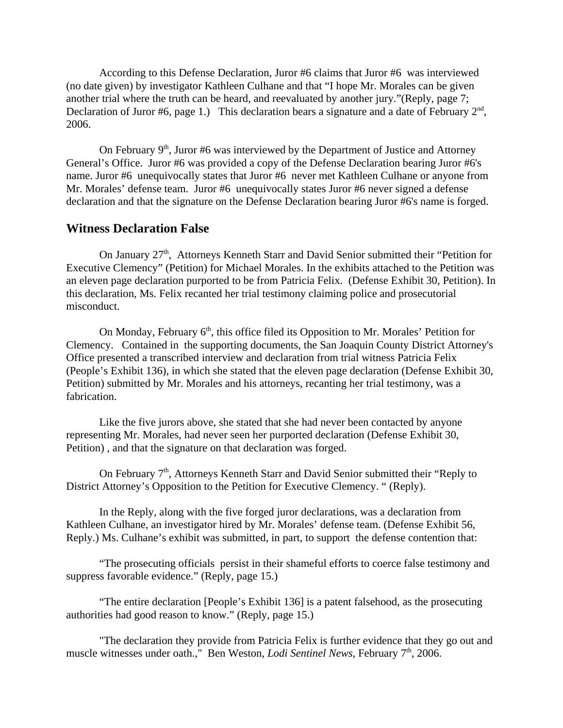According to this Defense Declaration, Juror #6 claims that Juror #6 was interviewed (no date given) by investigator Kathleen Culhane and that "I hope Mr. Morales can be given another trial where the truth can be heard, and reevaluated by another jury."(Reply, page 7; Declaration of Juror #6, page 1.) This declaration bears a signature and a date of February 2nd, 2006.

On February 9th, Juror #6 was interviewed by the Department of Justice and Attorney General's Office. Juror #6 was provided a copy of the Defense Declaration bearing Juror #6's name. Juror #6 unequivocally states that Juror #6 never met Kathleen Culhane or anyone from Mr. Morales' defense team. Juror #6 unequivocally states Juror #6 never signed a defense declaration and that the signature on the Defense Declaration bearing Juror #6's name is forged.

## Witness Declaration False

On January 27th, Attorneys Kenneth Starr and David Senior submitted their "Petition for Executive Clemency" (Petition) for Michael Morales. In the exhibits attached to the Petition was an eleven page declaration purported to be from Patricia Felix. (Defense Exhibit 30, Petition). In this declaration, Ms. Felix recanted her trial testimony claiming police and prosecutorial misconduct.

On Monday, February 6th, this office filed its Opposition to Mr. Morales' Petition for Clemency. Contained in the supporting documents, the San Joaquin County District Attorney's Office presented a transcribed interview and declaration from trial witness Patricia Felix (People's Exhibit 136), in which she stated that the eleven page declaration (Defense Exhibit 30, Petition) submitted by Mr. Morales and his attorneys, recanting her trial testimony, was a fabrication.

Like the five jurors above, she stated that she had never been contacted by anyone representing Mr. Morales, had never seen her purported declaration (Defense Exhibit 30, Petition) , and that the signature on that declaration was forged.

On February 7th, Attorneys Kenneth Starr and David Senior submitted their "Reply to District Attorney's Opposition to the Petition for Executive Clemency. " (Reply).

In the Reply, along with the five forged juror declarations, was a declaration from Kathleen Culhane, an investigator hired by Mr. Morales' defense team. (Defense Exhibit 56, Reply.) Ms. Culhane's exhibit was submitted, in part, to support the defense contention that:

"The prosecuting officials persist in their shameful efforts to coerce false testimony and suppress favorable evidence." (Reply, page 15.)

"The entire declaration [People's Exhibit 136] is a patent falsehood, as the prosecuting authorities had good reason to know." (Reply, page 15.)

"The declaration they provide from Patricia Felix is further evidence that they go out and muscle witnesses under oath.," Ben Weston, *Lodi Sentinel News*, February 7th, 2006.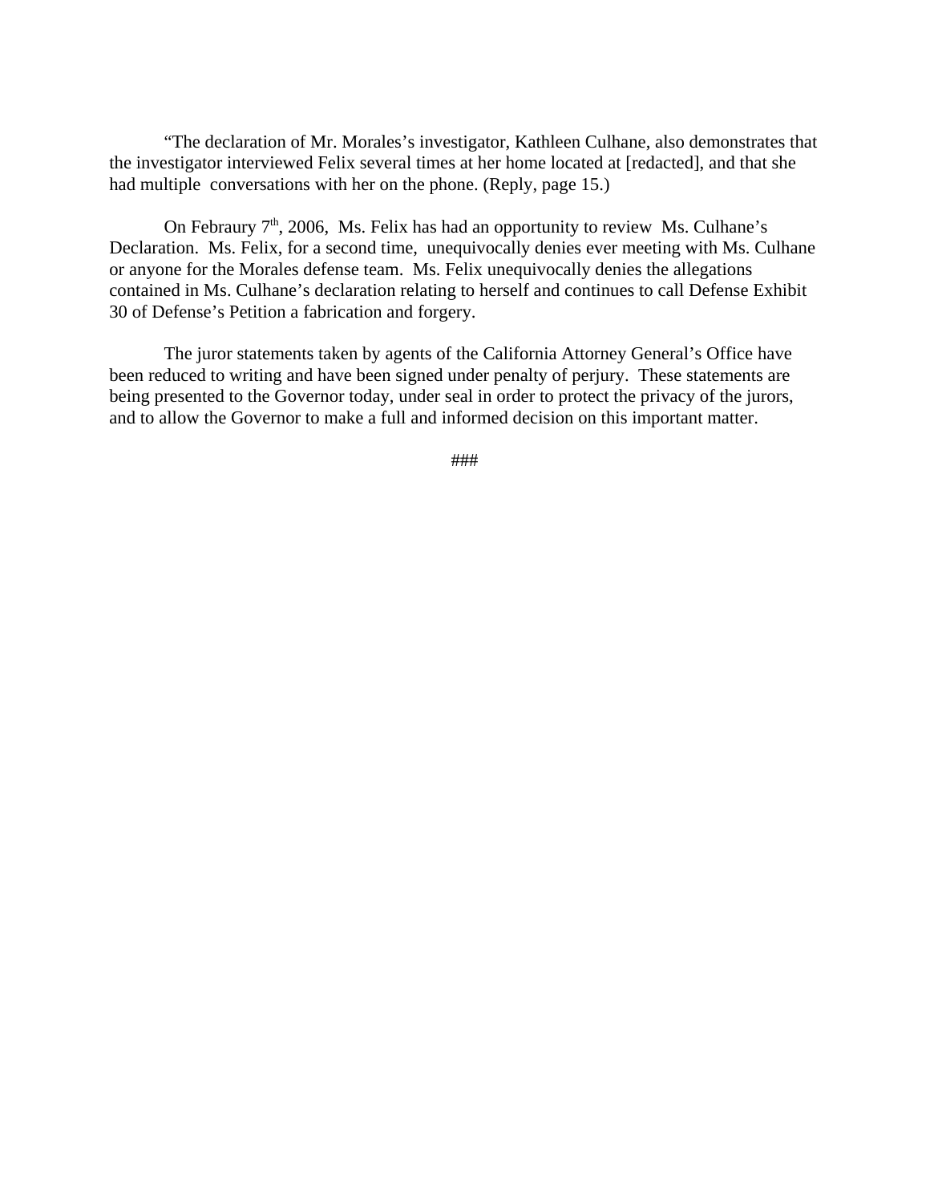"The declaration of Mr. Morales's investigator, Kathleen Culhane, also demonstrates that the investigator interviewed Felix several times at her home located at [redacted], and that she had multiple conversations with her on the phone. (Reply, page 15.)

On Febraury 7th, 2006, Ms. Felix has had an opportunity to review Ms. Culhane's Declaration. Ms. Felix, for a second time, unequivocally denies ever meeting with Ms. Culhane or anyone for the Morales defense team. Ms. Felix unequivocally denies the allegations contained in Ms. Culhane's declaration relating to herself and continues to call Defense Exhibit 30 of Defense's Petition a fabrication and forgery.

The juror statements taken by agents of the California Attorney General's Office have been reduced to writing and have been signed under penalty of perjury. These statements are being presented to the Governor today, under seal in order to protect the privacy of the jurors, and to allow the Governor to make a full and informed decision on this important matter.

###